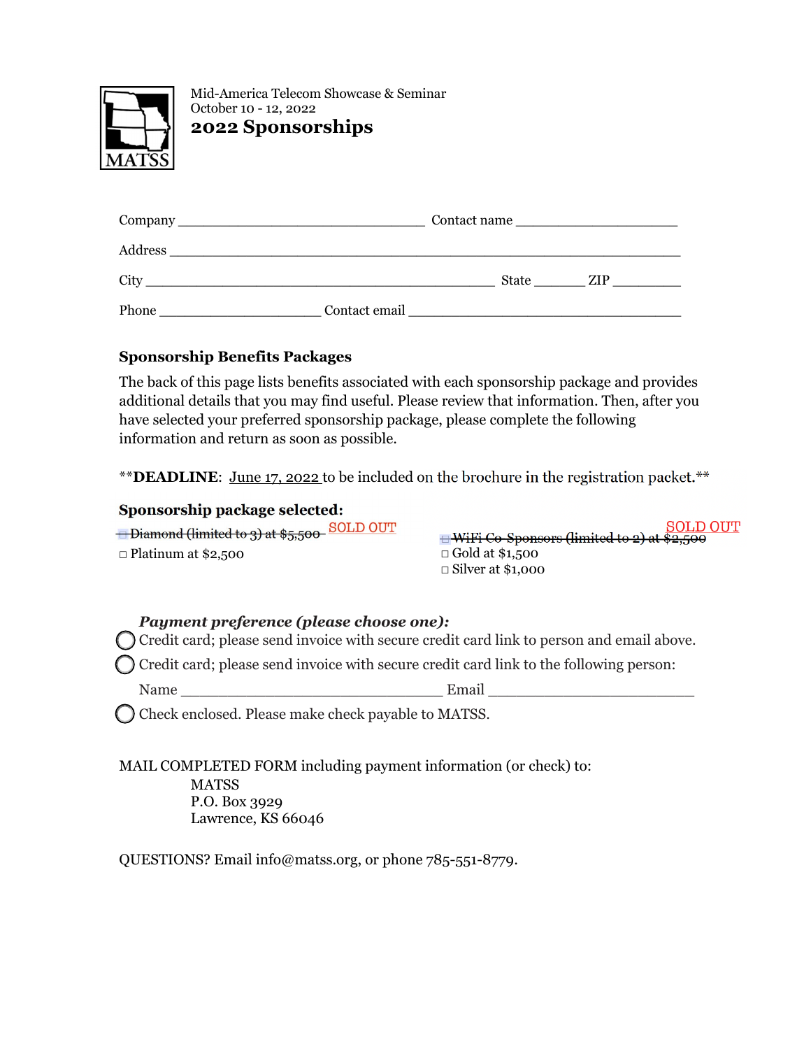Mid-America Telecom Showcase & Seminar
October 10 - 12, 2022

# 2022 Sponsorships

Company ________________________________ Contact name ____________________

Address ____________________________________________________________________

City _____________________________________________ State _______ ZIP _________

Phone _____________________ Contact email ___________________________________

### Sponsorship Benefits Packages

The back of this page lists benefits associated with each sponsorship package and provides additional details that you may find useful. Please review that information. Then, after you have selected your preferred sponsorship package, please complete the following information and return as soon as possible.

**DEADLINE: June 17, 2022 to be included on the brochure in the registration packet.**

### Sponsorship package selected:

□ ~~Diamond (limited to 3) at $5,500~~ SOLD OUT

□ Platinum at $2,500

□ ~~WiFi Co-Sponsors (limited to 2) at $2,500~~ SOLD OUT

□ Gold at $1,500

□ Silver at $1,000

***Payment preference (please choose one):***

◯ Credit card; please send invoice with secure credit card link to person and email above.

◯ Credit card; please send invoice with secure credit card link to the following person:

Name _________________________________ Email __________________________

◯ Check enclosed. Please make check payable to MATSS.

MAIL COMPLETED FORM including payment information (or check) to:

MATSS
P.O. Box 3929
Lawrence, KS 66046

QUESTIONS? Email info@matss.org, or phone 785-551-8779.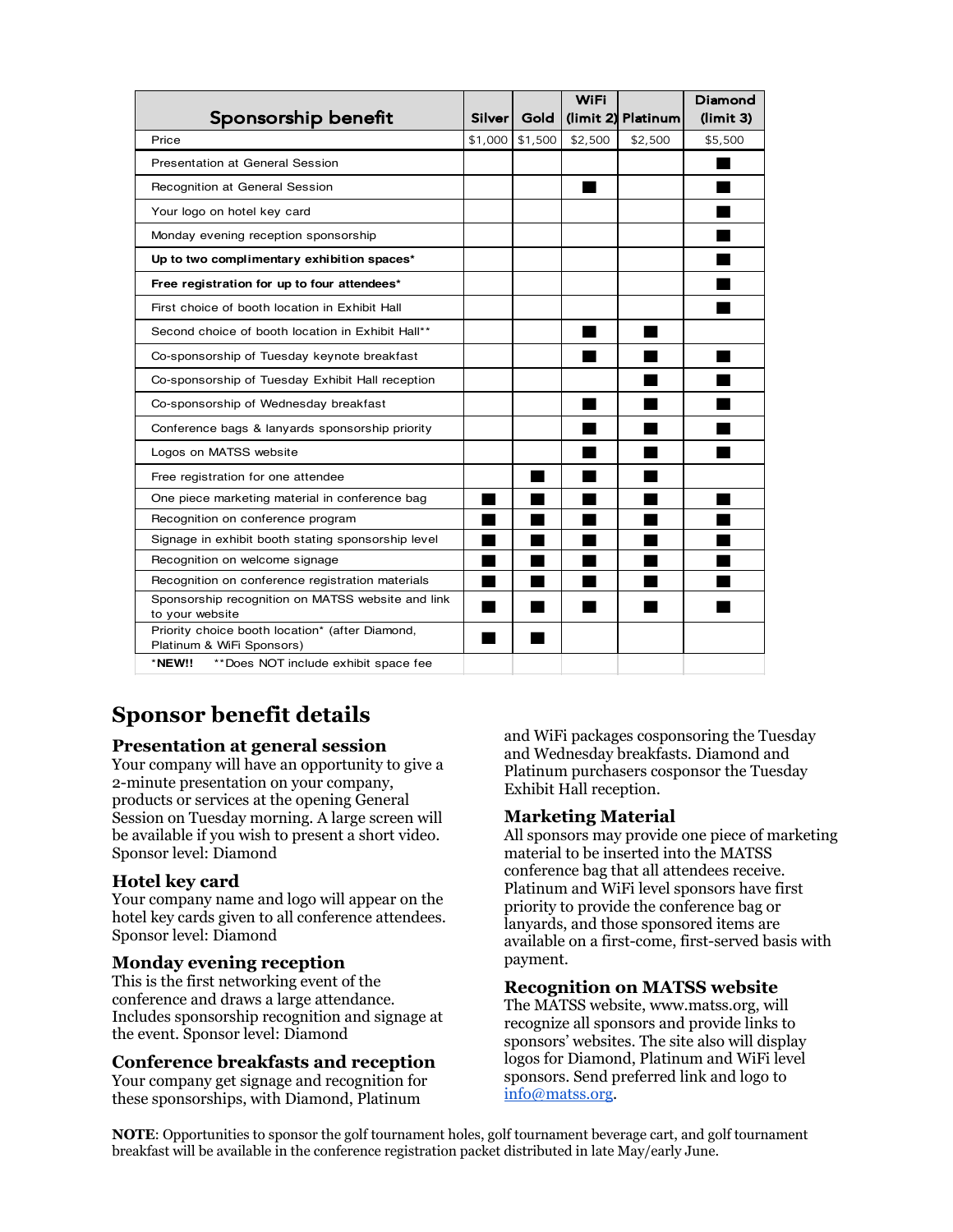| Sponsorship benefit | Silver | Gold | WiFi (limit 2) | Platinum | Diamond (limit 3) |
|---|---|---|---|---|---|
| Price | $1,000 | $1,500 | $2,500 | $2,500 | $5,500 |
| Presentation at General Session | | | | | ■ |
| Recognition at General Session | | | ■ | | ■ |
| Your logo on hotel key card | | | | | ■ |
| Monday evening reception sponsorship | | | | | ■ |
| **Up to two complimentary exhibition spaces*** | | | | | ■ |
| **Free registration for up to four attendees*** | | | | | ■ |
| First choice of booth location in Exhibit Hall | | | | | ■ |
| Second choice of booth location in Exhibit Hall** | | | ■ | ■ | |
| Co-sponsorship of Tuesday keynote breakfast | | | ■ | ■ | ■ |
| Co-sponsorship of Tuesday Exhibit Hall reception | | | | ■ | ■ |
| Co-sponsorship of Wednesday breakfast | | | ■ | ■ | ■ |
| Conference bags & lanyards sponsorship priority | | | ■ | ■ | ■ |
| Logos on MATSS website | | | ■ | ■ | ■ |
| Free registration for one attendee | | ■ | ■ | ■ | |
| One piece marketing material in conference bag | ■ | ■ | ■ | ■ | ■ |
| Recognition on conference program | ■ | ■ | ■ | ■ | ■ |
| Signage in exhibit booth stating sponsorship level | ■ | ■ | ■ | ■ | ■ |
| Recognition on welcome signage | ■ | ■ | ■ | ■ | ■ |
| Recognition on conference registration materials | ■ | ■ | ■ | ■ | ■ |
| Sponsorship recognition on MATSS website and link to your website | ■ | ■ | ■ | ■ | ■ |
| Priority choice booth location* (after Diamond, Platinum & WiFi Sponsors) | ■ | ■ | | | |
| ***NEW!!** **Does NOT include exhibit space fee | | | | | |

# Sponsor benefit details

### Presentation at general session

Your company will have an opportunity to give a 2-minute presentation on your company, products or services at the opening General Session on Tuesday morning. A large screen will be available if you wish to present a short video. Sponsor level: Diamond

### Hotel key card

Your company name and logo will appear on the hotel key cards given to all conference attendees. Sponsor level: Diamond

### Monday evening reception

This is the first networking event of the conference and draws a large attendance. Includes sponsorship recognition and signage at the event. Sponsor level: Diamond

### Conference breakfasts and reception

Your company get signage and recognition for these sponsorships, with Diamond, Platinum and WiFi packages cosponsoring the Tuesday and Wednesday breakfasts. Diamond and Platinum purchasers cosponsor the Tuesday Exhibit Hall reception.

### Marketing Material

All sponsors may provide one piece of marketing material to be inserted into the MATSS conference bag that all attendees receive. Platinum and WiFi level sponsors have first priority to provide the conference bag or lanyards, and those sponsored items are available on a first-come, first-served basis with payment.

### Recognition on MATSS website

The MATSS website, www.matss.org, will recognize all sponsors and provide links to sponsors' websites. The site also will display logos for Diamond, Platinum and WiFi level sponsors. Send preferred link and logo to info@matss.org.

**NOTE**: Opportunities to sponsor the golf tournament holes, golf tournament beverage cart, and golf tournament breakfast will be available in the conference registration packet distributed in late May/early June.